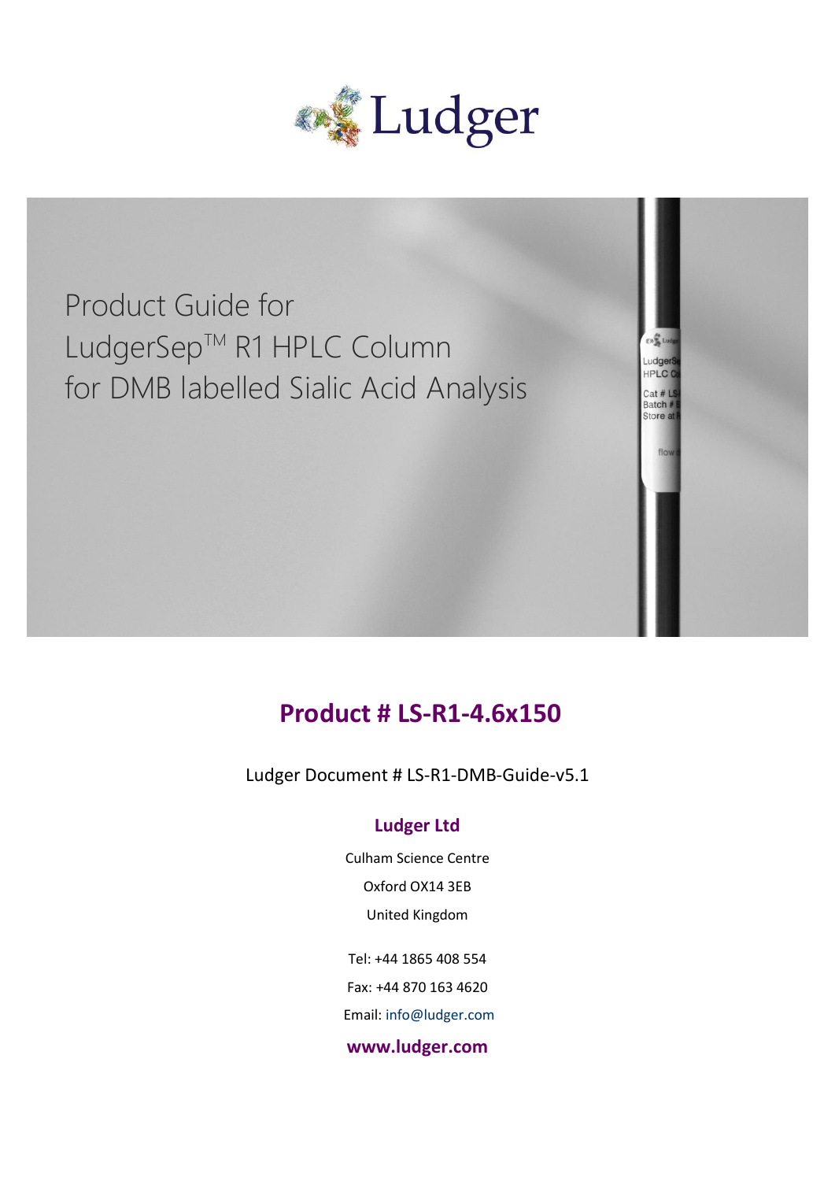Ludger

# Product Guide for LudgerSep™ R1 HPLC Column for DMB labelled Sialic Acid Analysis

## Product # LS-R1-4.6x150

Ludger Document # LS-R1-DMB-Guide-v5.1

**Ludger Ltd**

Culham Science Centre

Oxford OX14 3EB

United Kingdom

Tel: +44 1865 408 554

Fax: +44 870 163 4620

Email: info@ludger.com

**www.ludger.com**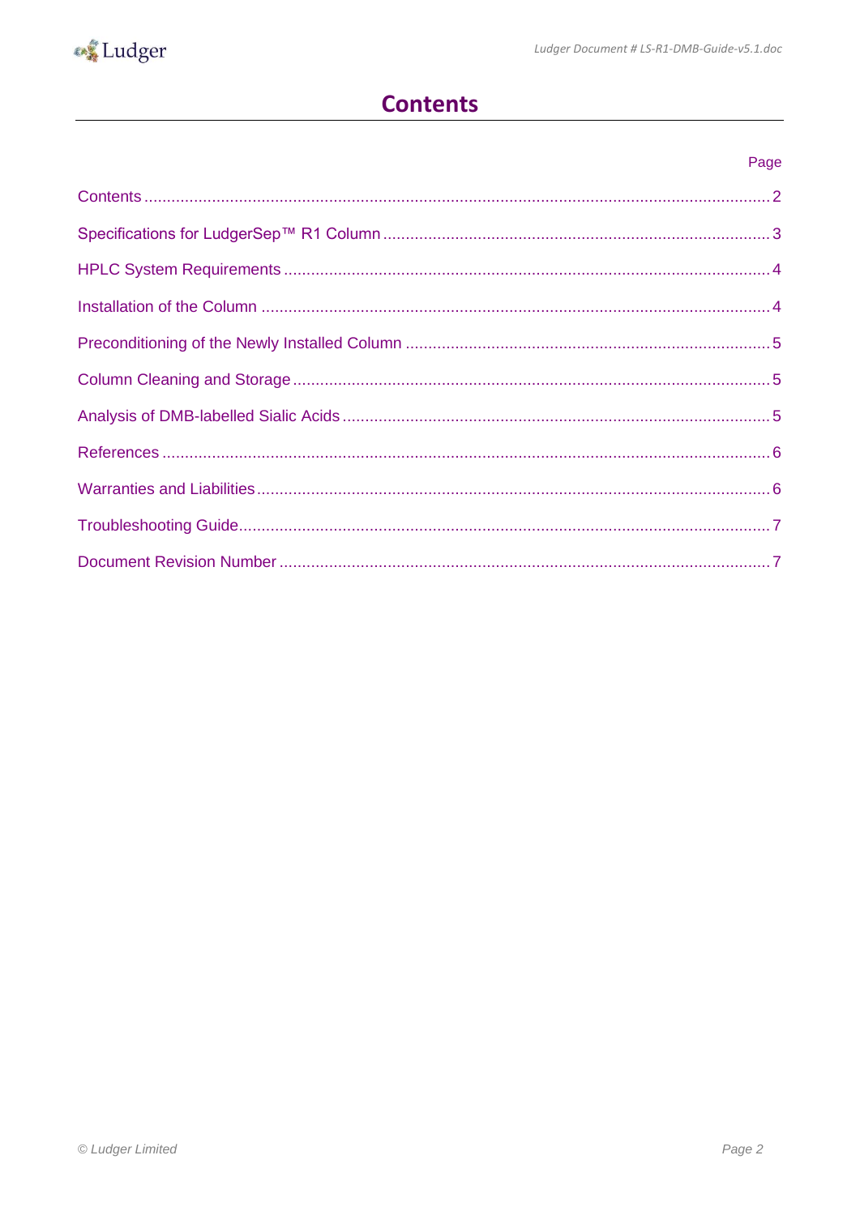# Contents

| | Page |
|---|---|
| Contents | 2 |
| Specifications for LudgerSep™ R1 Column | 3 |
| HPLC System Requirements | 4 |
| Installation of the Column | 4 |
| Preconditioning of the Newly Installed Column | 5 |
| Column Cleaning and Storage | 5 |
| Analysis of DMB-labelled Sialic Acids | 5 |
| References | 6 |
| Warranties and Liabilities | 6 |
| Troubleshooting Guide | 7 |
| Document Revision Number | 7 |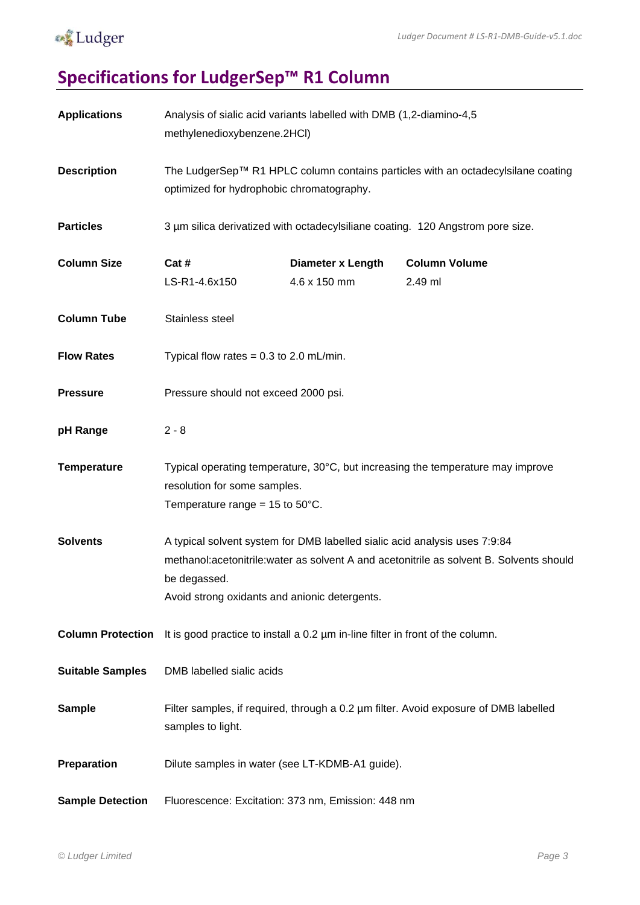# Specifications for LudgerSep™ R1 Column

**Applications** Analysis of sialic acid variants labelled with DMB (1,2-diamino-4,5 methylenedioxybenzene.2HCl)

**Description** The LudgerSep™ R1 HPLC column contains particles with an octadecylsilane coating optimized for hydrophobic chromatography.

**Particles** 3 µm silica derivatized with octadecylsiliane coating. 120 Angstrom pore size.

**Column Size**

| Cat # | Diameter x Length | Column Volume |
|---|---|---|
| LS-R1-4.6x150 | 4.6 x 150 mm | 2.49 ml |

**Column Tube** Stainless steel

**Flow Rates** Typical flow rates = 0.3 to 2.0 mL/min.

**Pressure** Pressure should not exceed 2000 psi.

**pH Range** 2 - 8

**Temperature** Typical operating temperature, 30°C, but increasing the temperature may improve resolution for some samples.
Temperature range = 15 to 50°C.

**Solvents** A typical solvent system for DMB labelled sialic acid analysis uses 7:9:84 methanol:acetonitrile:water as solvent A and acetonitrile as solvent B. Solvents should be degassed.
Avoid strong oxidants and anionic detergents.

**Column Protection** It is good practice to install a 0.2 µm in-line filter in front of the column.

**Suitable Samples** DMB labelled sialic acids

**Sample** Filter samples, if required, through a 0.2 µm filter. Avoid exposure of DMB labelled samples to light.

**Preparation** Dilute samples in water (see LT-KDMB-A1 guide).

**Sample Detection** Fluorescence: Excitation: 373 nm, Emission: 448 nm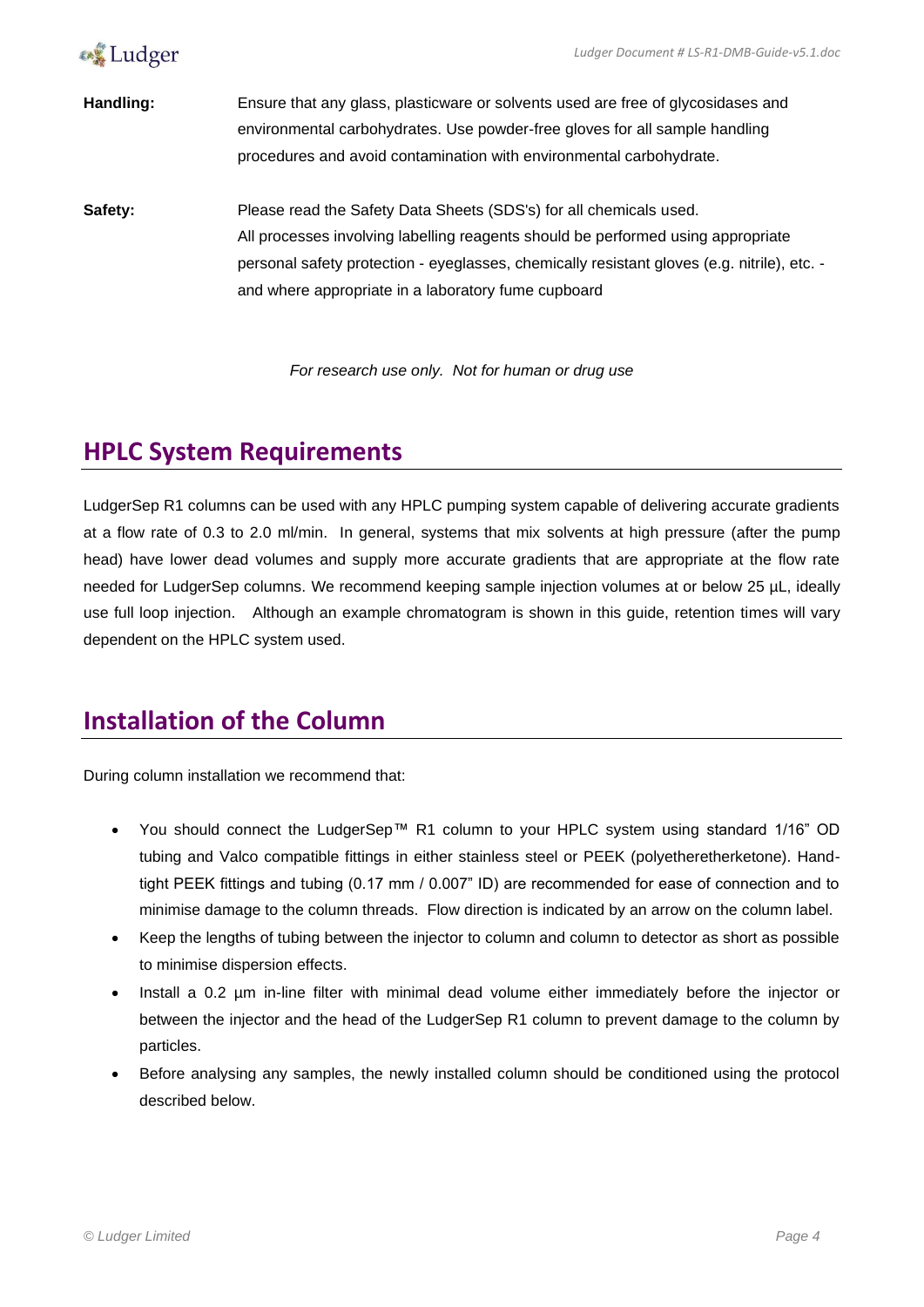**Handling:** Ensure that any glass, plasticware or solvents used are free of glycosidases and environmental carbohydrates. Use powder-free gloves for all sample handling procedures and avoid contamination with environmental carbohydrate.

**Safety:** Please read the Safety Data Sheets (SDS's) for all chemicals used. All processes involving labelling reagents should be performed using appropriate personal safety protection - eyeglasses, chemically resistant gloves (e.g. nitrile), etc. - and where appropriate in a laboratory fume cupboard

*For research use only. Not for human or drug use*

## HPLC System Requirements

LudgerSep R1 columns can be used with any HPLC pumping system capable of delivering accurate gradients at a flow rate of 0.3 to 2.0 ml/min. In general, systems that mix solvents at high pressure (after the pump head) have lower dead volumes and supply more accurate gradients that are appropriate at the flow rate needed for LudgerSep columns. We recommend keeping sample injection volumes at or below 25 µL, ideally use full loop injection. Although an example chromatogram is shown in this guide, retention times will vary dependent on the HPLC system used.

## Installation of the Column

During column installation we recommend that:

- You should connect the LudgerSep™ R1 column to your HPLC system using standard 1/16" OD tubing and Valco compatible fittings in either stainless steel or PEEK (polyetheretherketone). Hand-tight PEEK fittings and tubing (0.17 mm / 0.007" ID) are recommended for ease of connection and to minimise damage to the column threads. Flow direction is indicated by an arrow on the column label.
- Keep the lengths of tubing between the injector to column and column to detector as short as possible to minimise dispersion effects.
- Install a 0.2 µm in-line filter with minimal dead volume either immediately before the injector or between the injector and the head of the LudgerSep R1 column to prevent damage to the column by particles.
- Before analysing any samples, the newly installed column should be conditioned using the protocol described below.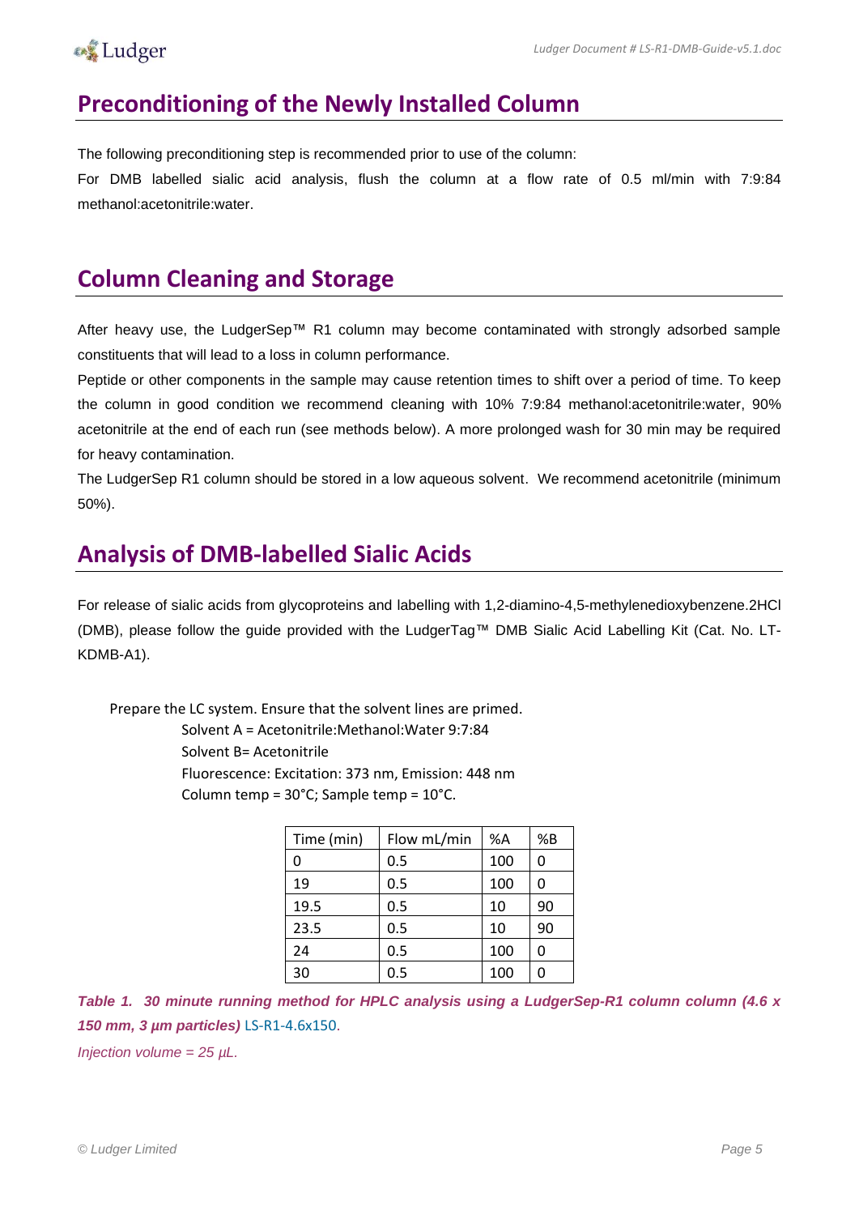## Preconditioning of the Newly Installed Column

The following preconditioning step is recommended prior to use of the column:

For DMB labelled sialic acid analysis, flush the column at a flow rate of 0.5 ml/min with 7:9:84 methanol:acetonitrile:water.

## Column Cleaning and Storage

After heavy use, the LudgerSep™ R1 column may become contaminated with strongly adsorbed sample constituents that will lead to a loss in column performance.

Peptide or other components in the sample may cause retention times to shift over a period of time. To keep the column in good condition we recommend cleaning with 10% 7:9:84 methanol:acetonitrile:water, 90% acetonitrile at the end of each run (see methods below). A more prolonged wash for 30 min may be required for heavy contamination.

The LudgerSep R1 column should be stored in a low aqueous solvent. We recommend acetonitrile (minimum 50%).

## Analysis of DMB-labelled Sialic Acids

For release of sialic acids from glycoproteins and labelling with 1,2-diamino-4,5-methylenedioxybenzene.2HCl (DMB), please follow the guide provided with the LudgerTag™ DMB Sialic Acid Labelling Kit (Cat. No. LT-KDMB-A1).

Prepare the LC system. Ensure that the solvent lines are primed.

Solvent A = Acetonitrile:Methanol:Water 9:7:84

Solvent B= Acetonitrile

Fluorescence: Excitation: 373 nm, Emission: 448 nm

Column temp = 30°C; Sample temp = 10°C.

| Time (min) | Flow mL/min | %A | %B |
|---|---|---|---|
| 0 | 0.5 | 100 | 0 |
| 19 | 0.5 | 100 | 0 |
| 19.5 | 0.5 | 10 | 90 |
| 23.5 | 0.5 | 10 | 90 |
| 24 | 0.5 | 100 | 0 |
| 30 | 0.5 | 100 | 0 |

***Table 1. 30 minute running method for HPLC analysis using a LudgerSep-R1 column column (4.6 x 150 mm, 3 µm particles)*** LS-R1-4.6x150.

*Injection volume = 25 µL.*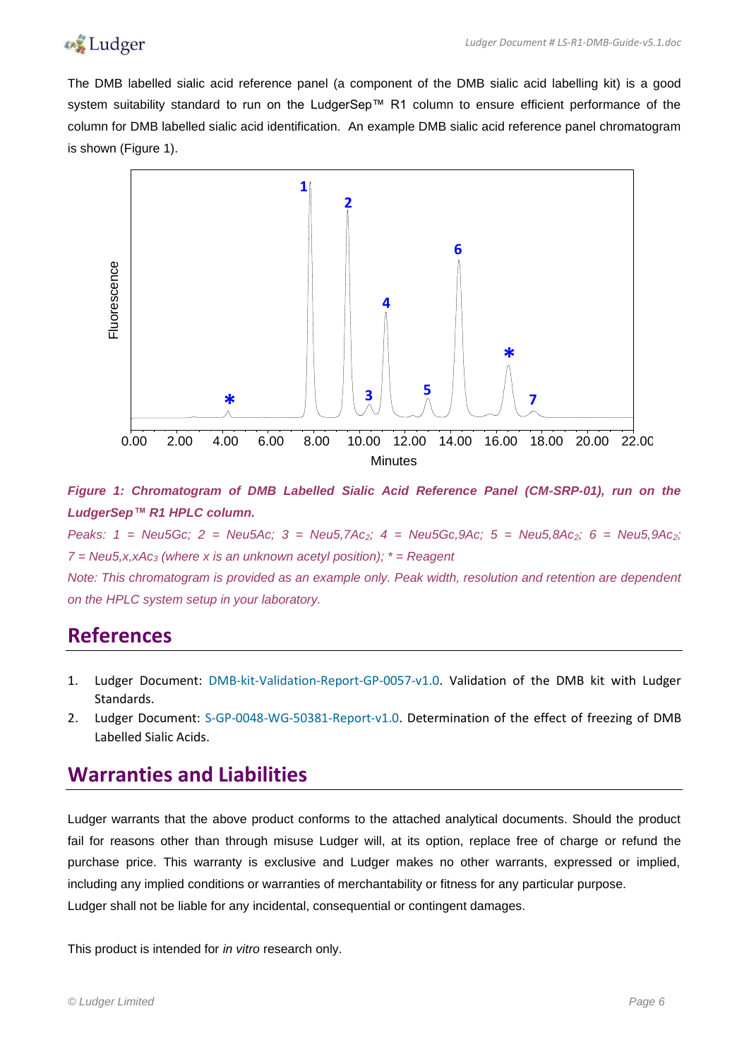The DMB labelled sialic acid reference panel (a component of the DMB sialic acid labelling kit) is a good system suitability standard to run on the LudgerSep™ R1 column to ensure efficient performance of the column for DMB labelled sialic acid identification. An example DMB sialic acid reference panel chromatogram is shown (Figure 1).

***Figure 1: Chromatogram of DMB Labelled Sialic Acid Reference Panel (CM-SRP-01), run on the LudgerSep™ R1 HPLC column.***

*Peaks: 1 = Neu5Gc; 2 = Neu5Ac; 3 = Neu5,7Ac$_2$; 4 = Neu5Gc,9Ac; 5 = Neu5,8Ac$_2$; 6 = Neu5,9Ac$_2$; 7 = Neu5,x,xAc$_3$ (where x is an unknown acetyl position); * = Reagent*

*Note: This chromatogram is provided as an example only. Peak width, resolution and retention are dependent on the HPLC system setup in your laboratory.*

## References

1. Ludger Document: DMB-kit-Validation-Report-GP-0057-v1.0. Validation of the DMB kit with Ludger Standards.
2. Ludger Document: S-GP-0048-WG-50381-Report-v1.0. Determination of the effect of freezing of DMB Labelled Sialic Acids.

## Warranties and Liabilities

Ludger warrants that the above product conforms to the attached analytical documents. Should the product fail for reasons other than through misuse Ludger will, at its option, replace free of charge or refund the purchase price. This warranty is exclusive and Ludger makes no other warrants, expressed or implied, including any implied conditions or warranties of merchantability or fitness for any particular purpose.
Ludger shall not be liable for any incidental, consequential or contingent damages.

This product is intended for *in vitro* research only.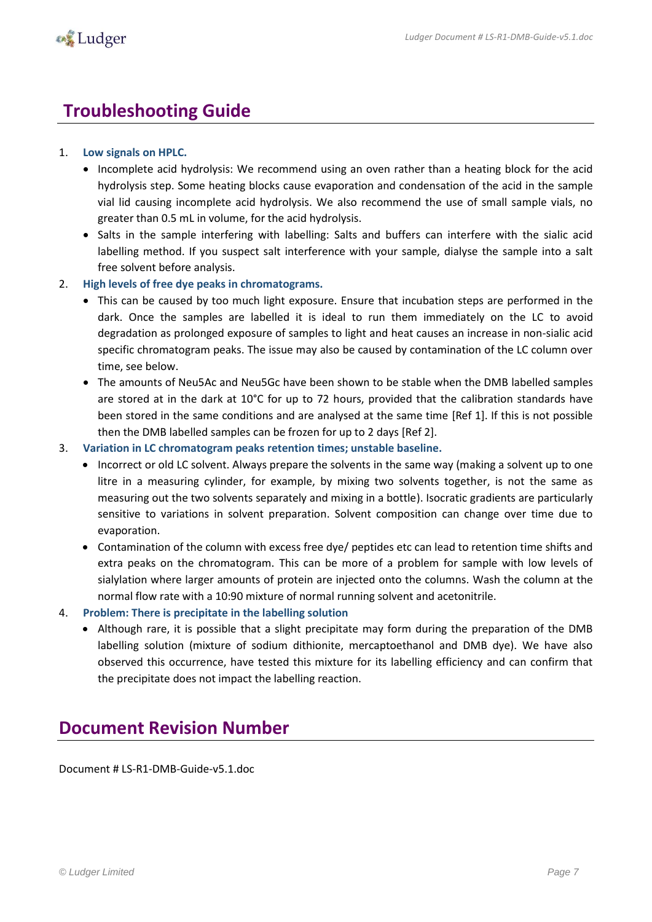## Troubleshooting Guide

1. **Low signals on HPLC.**
   - Incomplete acid hydrolysis: We recommend using an oven rather than a heating block for the acid hydrolysis step. Some heating blocks cause evaporation and condensation of the acid in the sample vial lid causing incomplete acid hydrolysis. We also recommend the use of small sample vials, no greater than 0.5 mL in volume, for the acid hydrolysis.
   - Salts in the sample interfering with labelling: Salts and buffers can interfere with the sialic acid labelling method. If you suspect salt interference with your sample, dialyse the sample into a salt free solvent before analysis.
2. **High levels of free dye peaks in chromatograms.**
   - This can be caused by too much light exposure. Ensure that incubation steps are performed in the dark. Once the samples are labelled it is ideal to run them immediately on the LC to avoid degradation as prolonged exposure of samples to light and heat causes an increase in non-sialic acid specific chromatogram peaks. The issue may also be caused by contamination of the LC column over time, see below.
   - The amounts of Neu5Ac and Neu5Gc have been shown to be stable when the DMB labelled samples are stored at in the dark at 10°C for up to 72 hours, provided that the calibration standards have been stored in the same conditions and are analysed at the same time [Ref 1]. If this is not possible then the DMB labelled samples can be frozen for up to 2 days [Ref 2].
3. **Variation in LC chromatogram peaks retention times; unstable baseline.**
   - Incorrect or old LC solvent. Always prepare the solvents in the same way (making a solvent up to one litre in a measuring cylinder, for example, by mixing two solvents together, is not the same as measuring out the two solvents separately and mixing in a bottle). Isocratic gradients are particularly sensitive to variations in solvent preparation. Solvent composition can change over time due to evaporation.
   - Contamination of the column with excess free dye/ peptides etc can lead to retention time shifts and extra peaks on the chromatogram. This can be more of a problem for sample with low levels of sialylation where larger amounts of protein are injected onto the columns. Wash the column at the normal flow rate with a 10:90 mixture of normal running solvent and acetonitrile.
4. **Problem: There is precipitate in the labelling solution**
   - Although rare, it is possible that a slight precipitate may form during the preparation of the DMB labelling solution (mixture of sodium dithionite, mercaptoethanol and DMB dye). We have also observed this occurrence, have tested this mixture for its labelling efficiency and can confirm that the precipitate does not impact the labelling reaction.

## Document Revision Number

Document # LS-R1-DMB-Guide-v5.1.doc